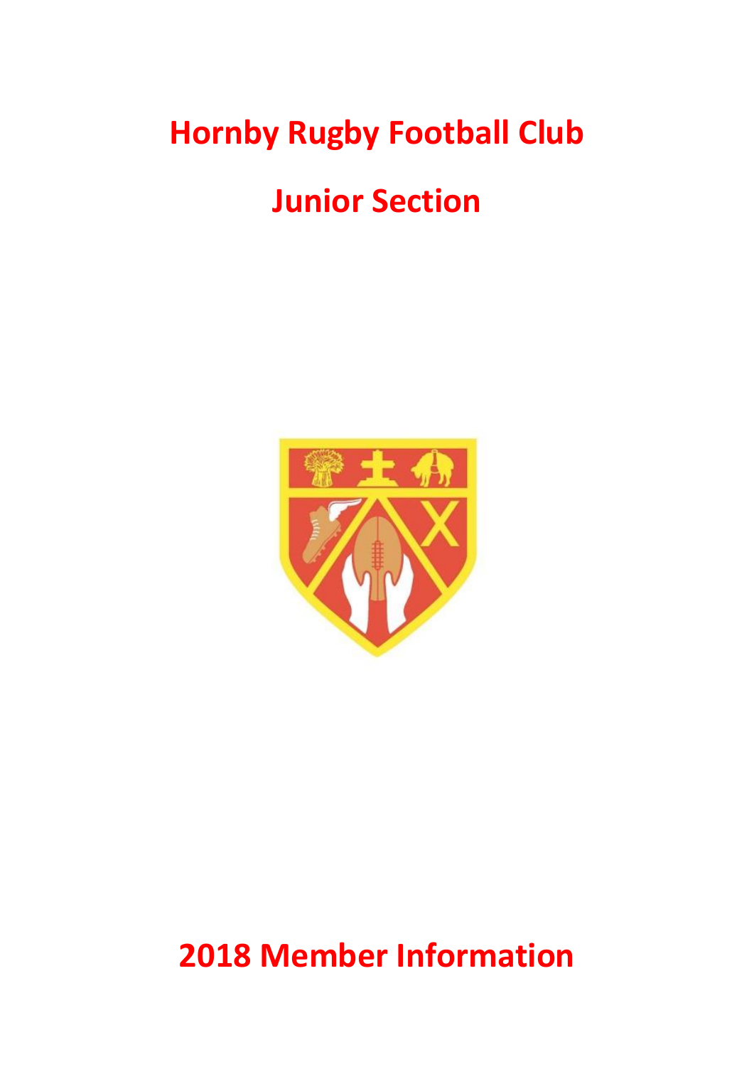# Hornby Rugby Football Club

# Junior Section

# 2018 Member Information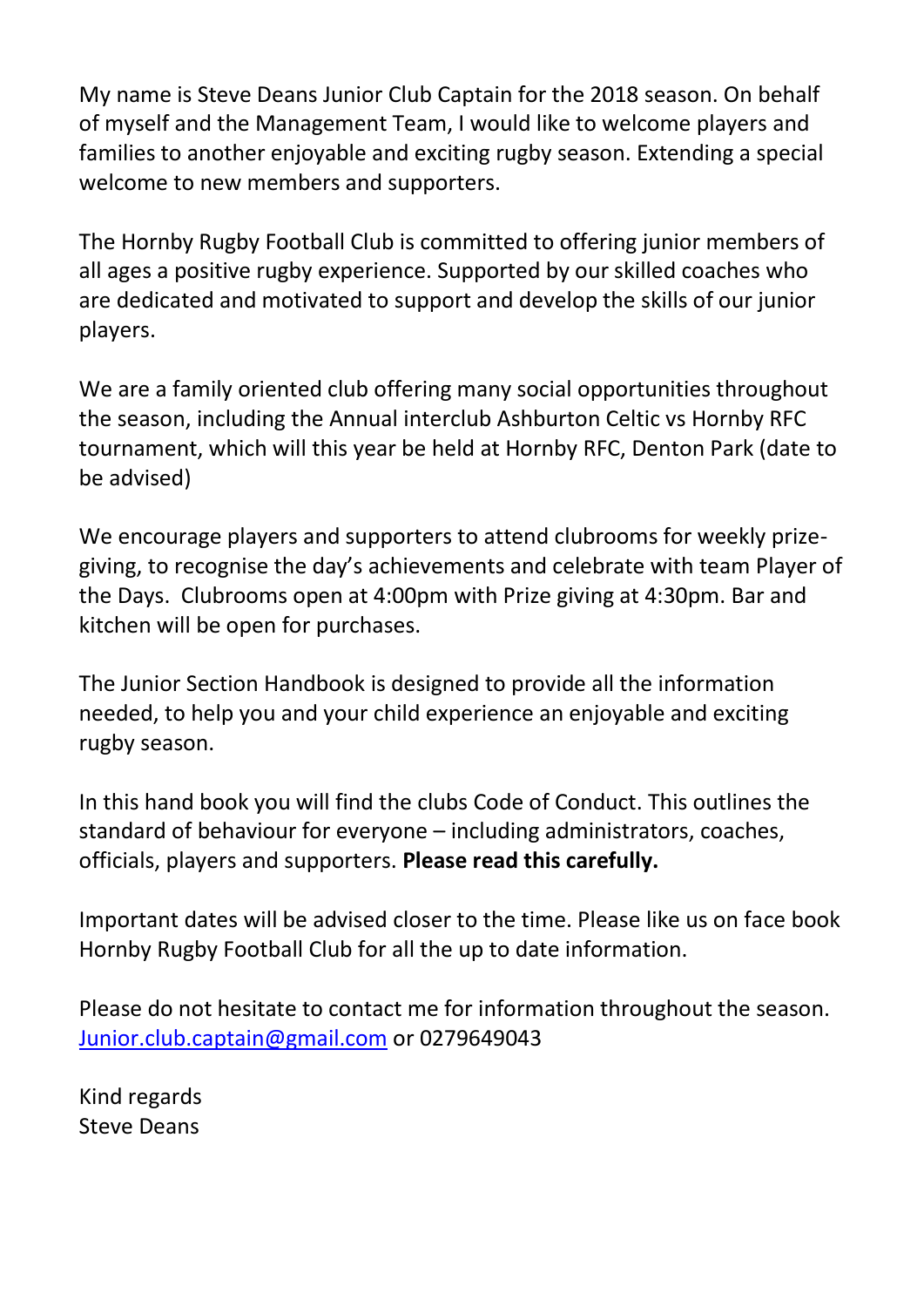My name is Steve Deans Junior Club Captain for the 2018 season. On behalf of myself and the Management Team, I would like to welcome players and families to another enjoyable and exciting rugby season. Extending a special welcome to new members and supporters.

The Hornby Rugby Football Club is committed to offering junior members of all ages a positive rugby experience. Supported by our skilled coaches who are dedicated and motivated to support and develop the skills of our junior players.

We are a family oriented club offering many social opportunities throughout the season, including the Annual interclub Ashburton Celtic vs Hornby RFC tournament, which will this year be held at Hornby RFC, Denton Park (date to be advised)

We encourage players and supporters to attend clubrooms for weekly prize-giving, to recognise the day's achievements and celebrate with team Player of the Days. Clubrooms open at 4:00pm with Prize giving at 4:30pm. Bar and kitchen will be open for purchases.

The Junior Section Handbook is designed to provide all the information needed, to help you and your child experience an enjoyable and exciting rugby season.

In this hand book you will find the clubs Code of Conduct. This outlines the standard of behaviour for everyone – including administrators, coaches, officials, players and supporters. **Please read this carefully.**

Important dates will be advised closer to the time. Please like us on face book Hornby Rugby Football Club for all the up to date information.

Please do not hesitate to contact me for information throughout the season. [Junior.club.captain@gmail.com](mailto:Junior.club.captain@gmail.com) or 0279649043

Kind regards
Steve Deans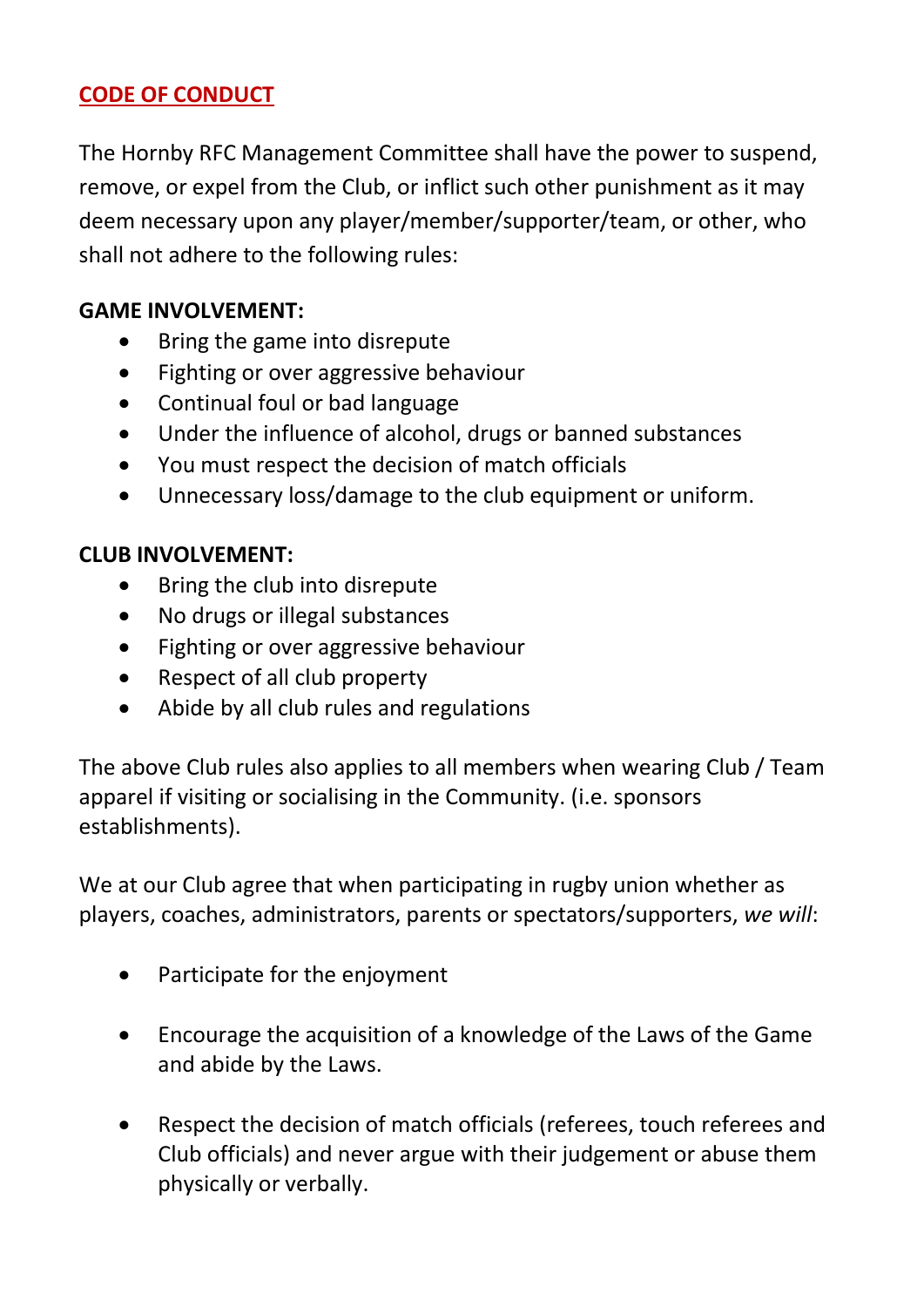## CODE OF CONDUCT

The Hornby RFC Management Committee shall have the power to suspend, remove, or expel from the Club, or inflict such other punishment as it may deem necessary upon any player/member/supporter/team, or other, who shall not adhere to the following rules:

**GAME INVOLVEMENT:**

- Bring the game into disrepute
- Fighting or over aggressive behaviour
- Continual foul or bad language
- Under the influence of alcohol, drugs or banned substances
- You must respect the decision of match officials
- Unnecessary loss/damage to the club equipment or uniform.

**CLUB INVOLVEMENT:**

- Bring the club into disrepute
- No drugs or illegal substances
- Fighting or over aggressive behaviour
- Respect of all club property
- Abide by all club rules and regulations

The above Club rules also applies to all members when wearing Club / Team apparel if visiting or socialising in the Community. (i.e. sponsors establishments).

We at our Club agree that when participating in rugby union whether as players, coaches, administrators, parents or spectators/supporters, *we will*:

- Participate for the enjoyment

- Encourage the acquisition of a knowledge of the Laws of the Game and abide by the Laws.

- Respect the decision of match officials (referees, touch referees and Club officials) and never argue with their judgement or abuse them physically or verbally.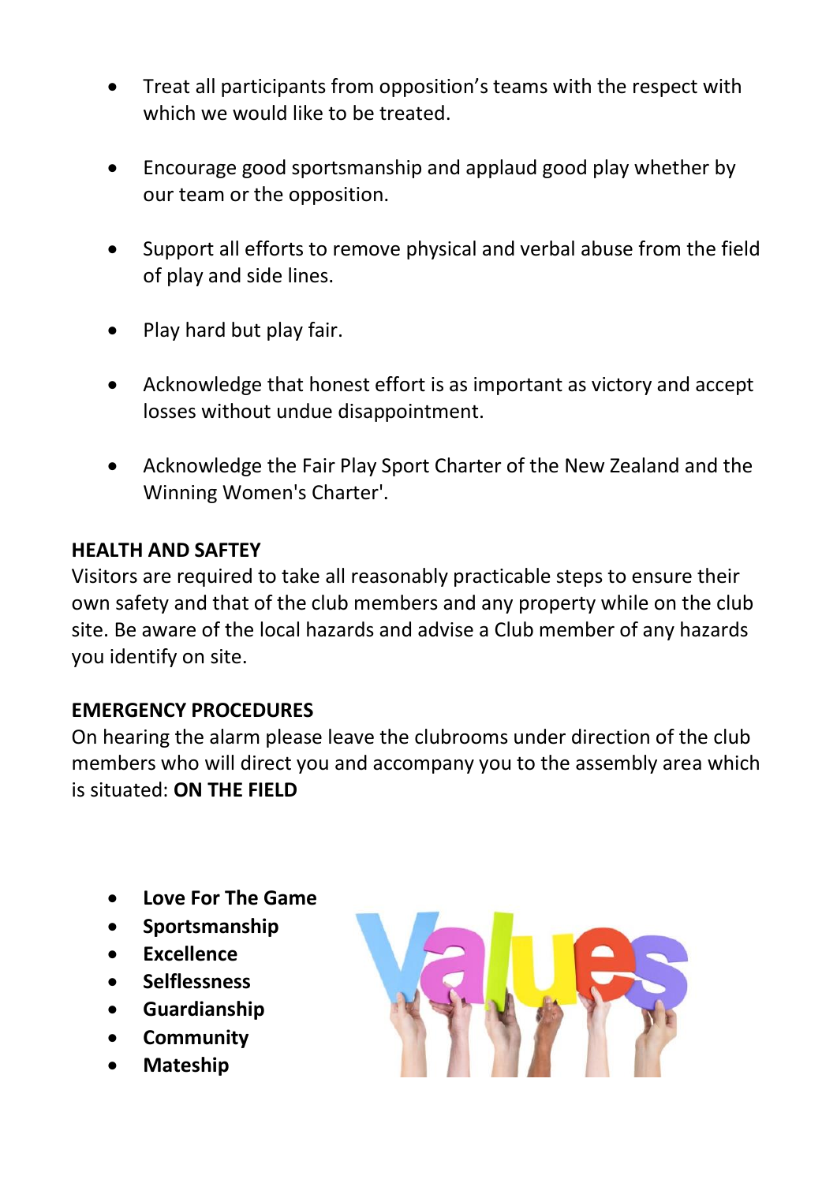- Treat all participants from opposition's teams with the respect with which we would like to be treated.
- Encourage good sportsmanship and applaud good play whether by our team or the opposition.
- Support all efforts to remove physical and verbal abuse from the field of play and side lines.
- Play hard but play fair.
- Acknowledge that honest effort is as important as victory and accept losses without undue disappointment.
- Acknowledge the Fair Play Sport Charter of the New Zealand and the Winning Women's Charter'.

**HEALTH AND SAFTEY**

Visitors are required to take all reasonably practicable steps to ensure their own safety and that of the club members and any property while on the club site. Be aware of the local hazards and advise a Club member of any hazards you identify on site.

**EMERGENCY PROCEDURES**

On hearing the alarm please leave the clubrooms under direction of the club members who will direct you and accompany you to the assembly area which is situated: **ON THE FIELD**

- **Love For The Game**
- **Sportsmanship**
- **Excellence**
- **Selflessness**
- **Guardianship**
- **Community**
- **Mateship**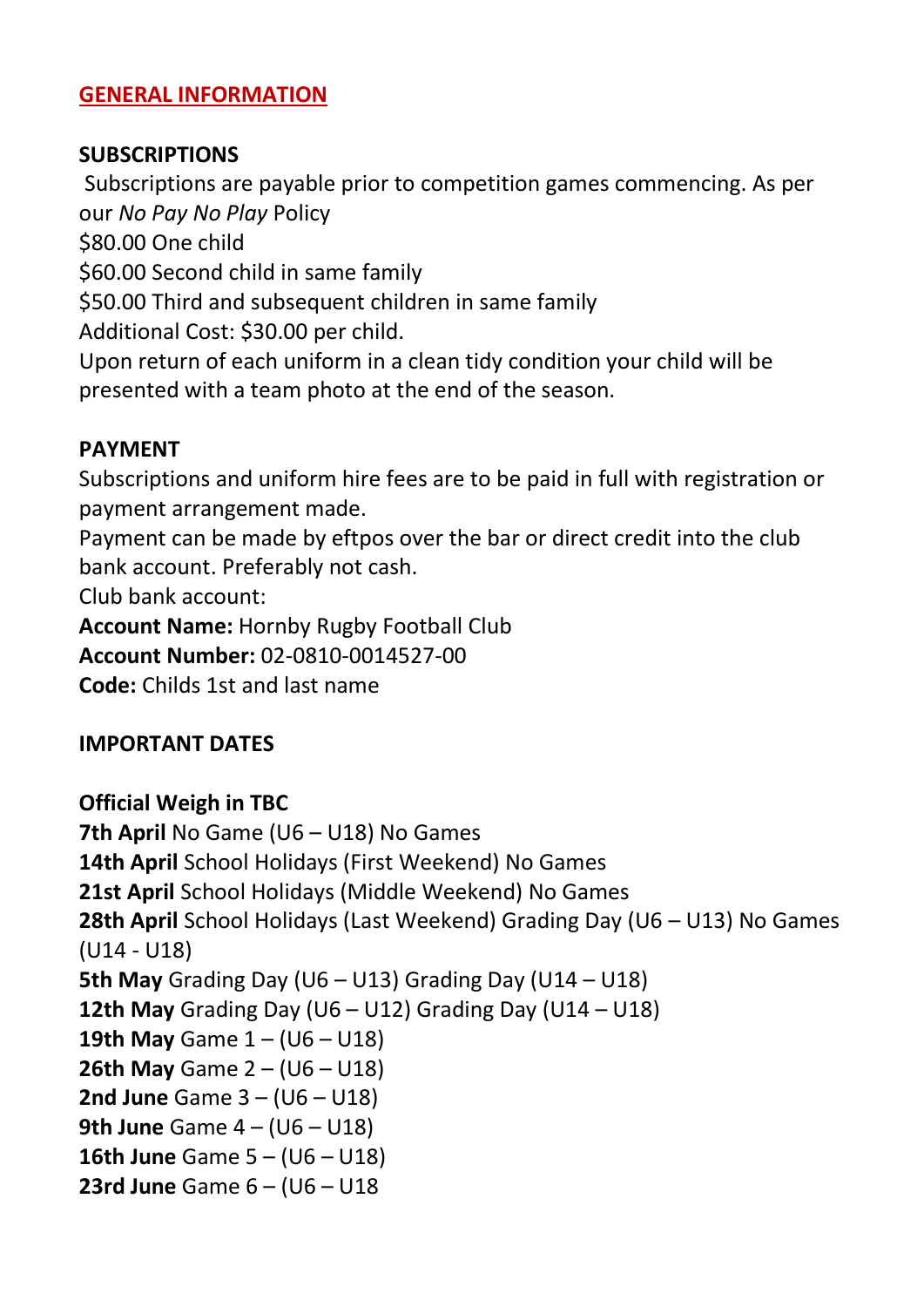## GENERAL INFORMATION

**SUBSCRIPTIONS**

Subscriptions are payable prior to competition games commencing. As per our *No Pay No Play* Policy

$80.00 One child

$60.00 Second child in same family

$50.00 Third and subsequent children in same family

Additional Cost: $30.00 per child.

Upon return of each uniform in a clean tidy condition your child will be presented with a team photo at the end of the season.

**PAYMENT**

Subscriptions and uniform hire fees are to be paid in full with registration or payment arrangement made.

Payment can be made by eftpos over the bar or direct credit into the club bank account. Preferably not cash.

Club bank account:

**Account Name:** Hornby Rugby Football Club

**Account Number:** 02-0810-0014527-00

**Code:** Childs 1st and last name

**IMPORTANT DATES**

**Official Weigh in TBC**

**7th April** No Game (U6 – U18) No Games

**14th April** School Holidays (First Weekend) No Games

**21st April** School Holidays (Middle Weekend) No Games

**28th April** School Holidays (Last Weekend) Grading Day (U6 – U13) No Games (U14 - U18)

**5th May** Grading Day (U6 – U13) Grading Day (U14 – U18)

**12th May** Grading Day (U6 – U12) Grading Day (U14 – U18)

**19th May** Game 1 – (U6 – U18)

**26th May** Game 2 – (U6 – U18)

**2nd June** Game 3 – (U6 – U18)

**9th June** Game 4 – (U6 – U18)

**16th June** Game 5 – (U6 – U18)

**23rd June** Game 6 – (U6 – U18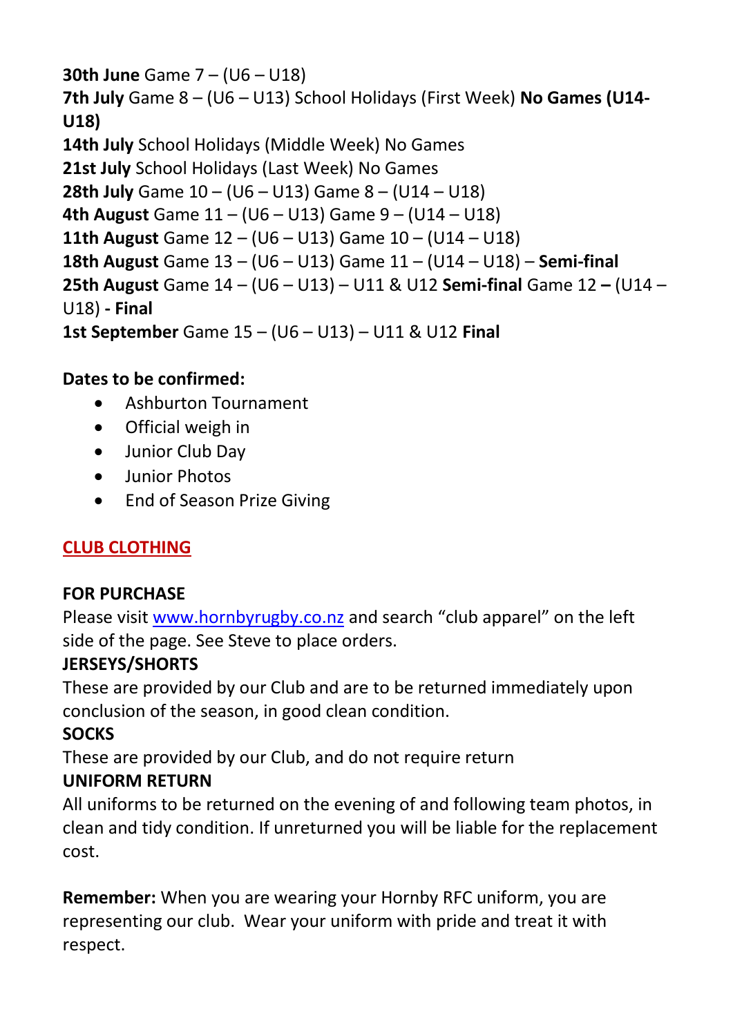**30th June** Game 7 – (U6 – U18)
**7th July** Game 8 – (U6 – U13) School Holidays (First Week) **No Games (U14-U18)**
**14th July** School Holidays (Middle Week) No Games
**21st July** School Holidays (Last Week) No Games
**28th July** Game 10 – (U6 – U13) Game 8 – (U14 – U18)
**4th August** Game 11 – (U6 – U13) Game 9 – (U14 – U18)
**11th August** Game 12 – (U6 – U13) Game 10 – (U14 – U18)
**18th August** Game 13 – (U6 – U13) Game 11 – (U14 – U18) – **Semi-final**
**25th August** Game 14 – (U6 – U13) – U11 & U12 **Semi-final** Game 12 **–** (U14 – U18) **- Final**
**1st September** Game 15 – (U6 – U13) – U11 & U12 **Final**

**Dates to be confirmed:**

- Ashburton Tournament
- Official weigh in
- Junior Club Day
- Junior Photos
- End of Season Prize Giving

## CLUB CLOTHING

**FOR PURCHASE**
Please visit www.hornbyrugby.co.nz and search "club apparel" on the left side of the page. See Steve to place orders.

**JERSEYS/SHORTS**
These are provided by our Club and are to be returned immediately upon conclusion of the season, in good clean condition.

**SOCKS**
These are provided by our Club, and do not require return

**UNIFORM RETURN**
All uniforms to be returned on the evening of and following team photos, in clean and tidy condition. If unreturned you will be liable for the replacement cost.

**Remember:** When you are wearing your Hornby RFC uniform, you are representing our club. Wear your uniform with pride and treat it with respect.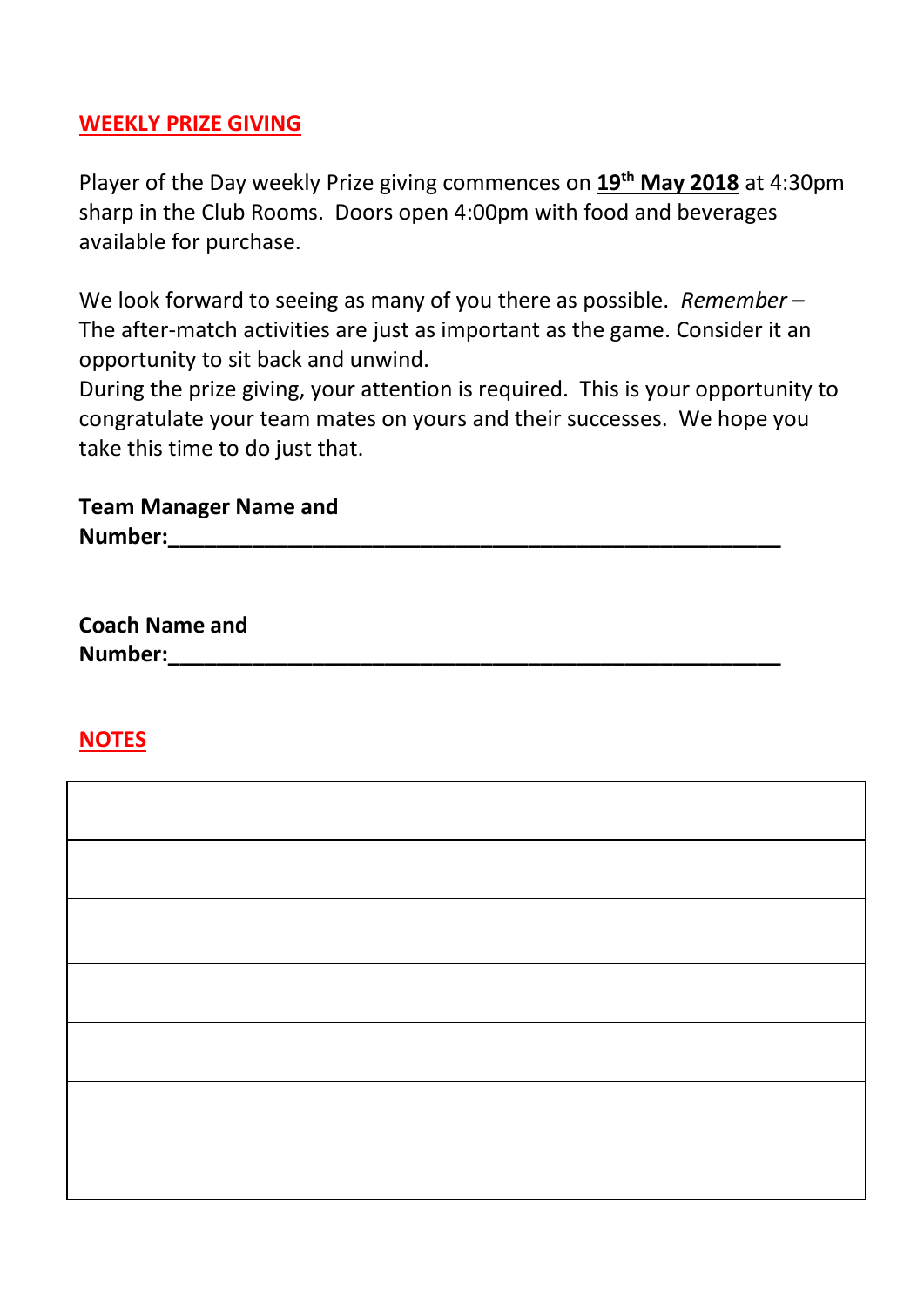## WEEKLY PRIZE GIVING

Player of the Day weekly Prize giving commences on **19th May 2018** at 4:30pm sharp in the Club Rooms. Doors open 4:00pm with food and beverages available for purchase.

We look forward to seeing as many of you there as possible. *Remember* – The after-match activities are just as important as the game. Consider it an opportunity to sit back and unwind.

During the prize giving, your attention is required. This is your opportunity to congratulate your team mates on yours and their successes. We hope you take this time to do just that.

**Team Manager Name and Number:**______________________________________________________

**Coach Name and Number:**______________________________________________________

## NOTES

| |
|---|
| |
| |
| |
| |
| |
| |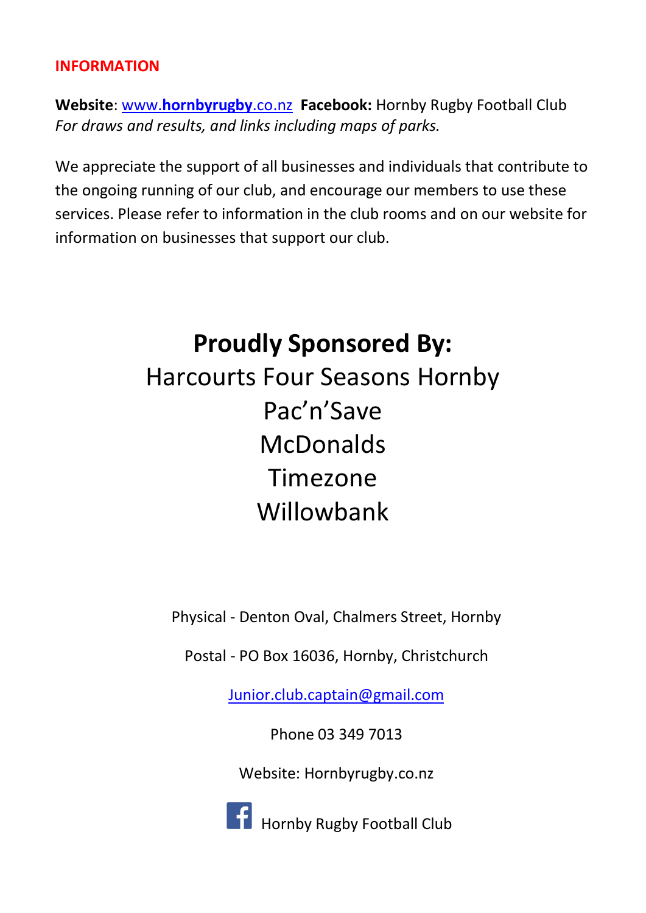## INFORMATION

**Website**: www.**hornbyrugby**.co.nz **Facebook:** Hornby Rugby Football Club
*For draws and results, and links including maps of parks.*

We appreciate the support of all businesses and individuals that contribute to the ongoing running of our club, and encourage our members to use these services. Please refer to information in the club rooms and on our website for information on businesses that support our club.

# Proudly Sponsored By:

Harcourts Four Seasons Hornby
Pac'n'Save
McDonalds
Timezone
Willowbank

Physical - Denton Oval, Chalmers Street, Hornby

Postal - PO Box 16036, Hornby, Christchurch

Junior.club.captain@gmail.com

Phone 03 349 7013

Website: Hornbyrugby.co.nz

Hornby Rugby Football Club